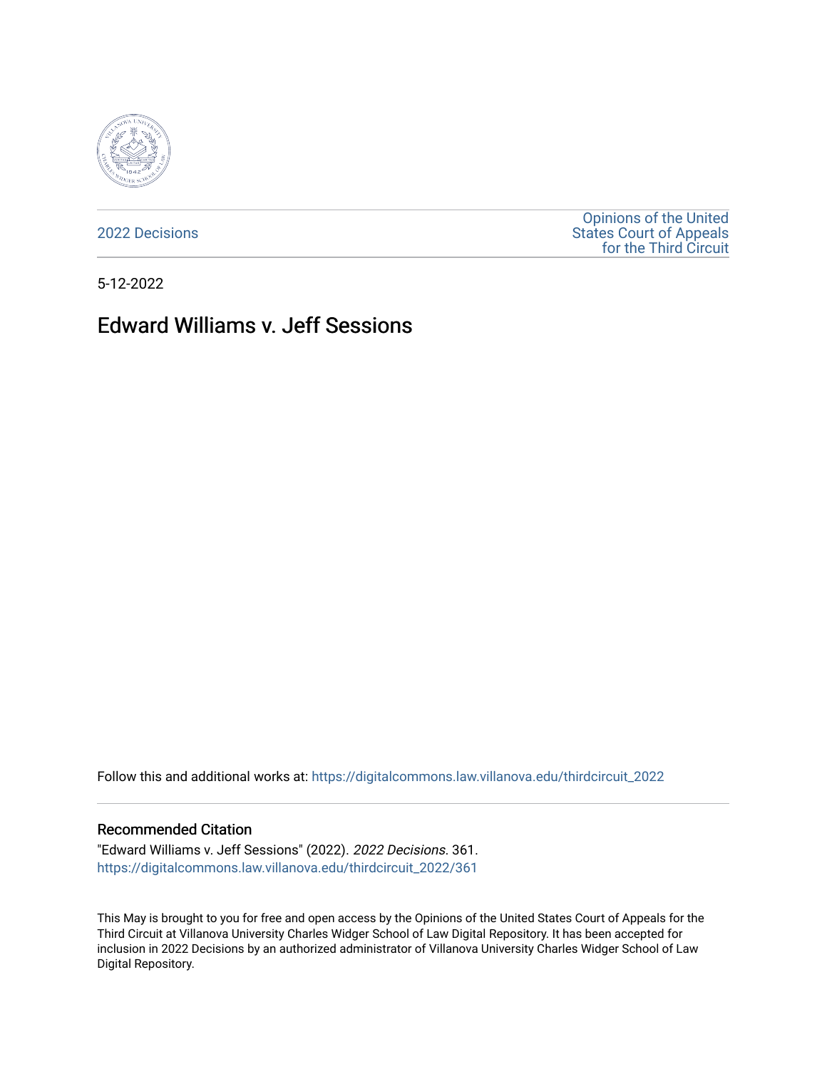2022 Decisions

Opinions of the United States Court of Appeals for the Third Circuit

5-12-2022

# Edward Williams v. Jeff Sessions

Follow this and additional works at: https://digitalcommons.law.villanova.edu/thirdcircuit_2022

## Recommended Citation

"Edward Williams v. Jeff Sessions" (2022). *2022 Decisions*. 361.
https://digitalcommons.law.villanova.edu/thirdcircuit_2022/361

This May is brought to you for free and open access by the Opinions of the United States Court of Appeals for the Third Circuit at Villanova University Charles Widger School of Law Digital Repository. It has been accepted for inclusion in 2022 Decisions by an authorized administrator of Villanova University Charles Widger School of Law Digital Repository.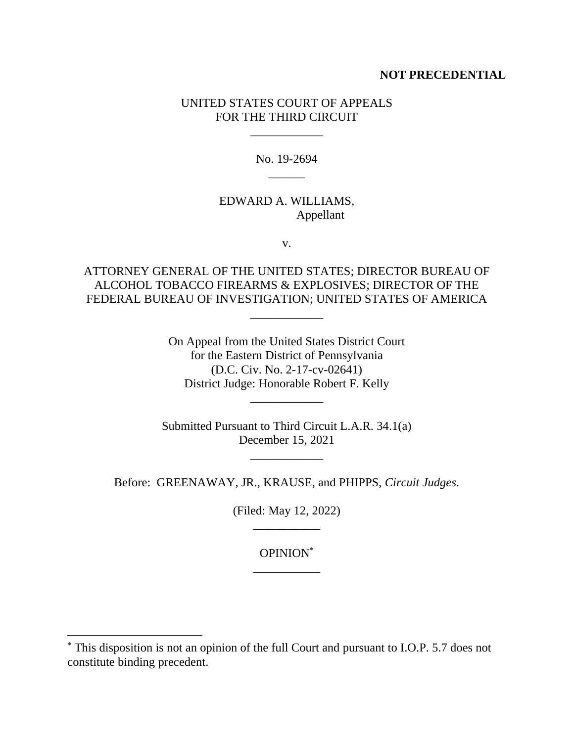**NOT PRECEDENTIAL**

UNITED STATES COURT OF APPEALS
FOR THE THIRD CIRCUIT

---

No. 19-2694

---

EDWARD A. WILLIAMS,
Appellant

v.

ATTORNEY GENERAL OF THE UNITED STATES; DIRECTOR BUREAU OF ALCOHOL TOBACCO FIREARMS & EXPLOSIVES; DIRECTOR OF THE FEDERAL BUREAU OF INVESTIGATION; UNITED STATES OF AMERICA

---

On Appeal from the United States District Court
for the Eastern District of Pennsylvania
(D.C. Civ. No. 2-17-cv-02641)
District Judge: Honorable Robert F. Kelly

---

Submitted Pursuant to Third Circuit L.A.R. 34.1(a)
December 15, 2021

---

Before: GREENAWAY, JR., KRAUSE, and PHIPPS, *Circuit Judges*.

(Filed: May 12, 2022)

---

OPINION[*]

---

[*] This disposition is not an opinion of the full Court and pursuant to I.O.P. 5.7 does not constitute binding precedent.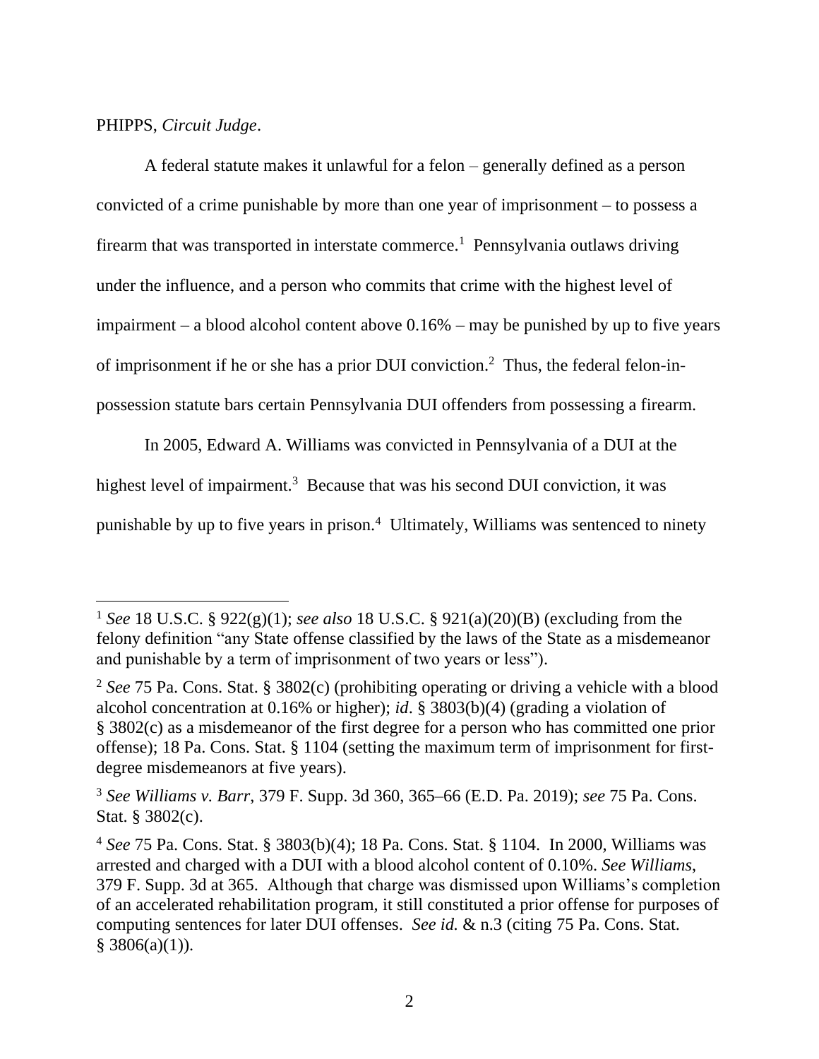PHIPPS, *Circuit Judge*.

A federal statute makes it unlawful for a felon – generally defined as a person convicted of a crime punishable by more than one year of imprisonment – to possess a firearm that was transported in interstate commerce.[1] Pennsylvania outlaws driving under the influence, and a person who commits that crime with the highest level of impairment – a blood alcohol content above 0.16% – may be punished by up to five years of imprisonment if he or she has a prior DUI conviction.[2] Thus, the federal felon-in-possession statute bars certain Pennsylvania DUI offenders from possessing a firearm.

In 2005, Edward A. Williams was convicted in Pennsylvania of a DUI at the highest level of impairment.[3] Because that was his second DUI conviction, it was punishable by up to five years in prison.[4] Ultimately, Williams was sentenced to ninety

---

[1] *See* 18 U.S.C. § 922(g)(1); *see also* 18 U.S.C. § 921(a)(20)(B) (excluding from the felony definition "any State offense classified by the laws of the State as a misdemeanor and punishable by a term of imprisonment of two years or less").

[2] *See* 75 Pa. Cons. Stat. § 3802(c) (prohibiting operating or driving a vehicle with a blood alcohol concentration at 0.16% or higher); *id*. § 3803(b)(4) (grading a violation of § 3802(c) as a misdemeanor of the first degree for a person who has committed one prior offense); 18 Pa. Cons. Stat. § 1104 (setting the maximum term of imprisonment for first-degree misdemeanors at five years).

[3] *See Williams v. Barr*, 379 F. Supp. 3d 360, 365–66 (E.D. Pa. 2019); *see* 75 Pa. Cons. Stat. § 3802(c).

[4] *See* 75 Pa. Cons. Stat. § 3803(b)(4); 18 Pa. Cons. Stat. § 1104. In 2000, Williams was arrested and charged with a DUI with a blood alcohol content of 0.10%. *See Williams*, 379 F. Supp. 3d at 365. Although that charge was dismissed upon Williams's completion of an accelerated rehabilitation program, it still constituted a prior offense for purposes of computing sentences for later DUI offenses. *See id.* & n.3 (citing 75 Pa. Cons. Stat. § 3806(a)(1)).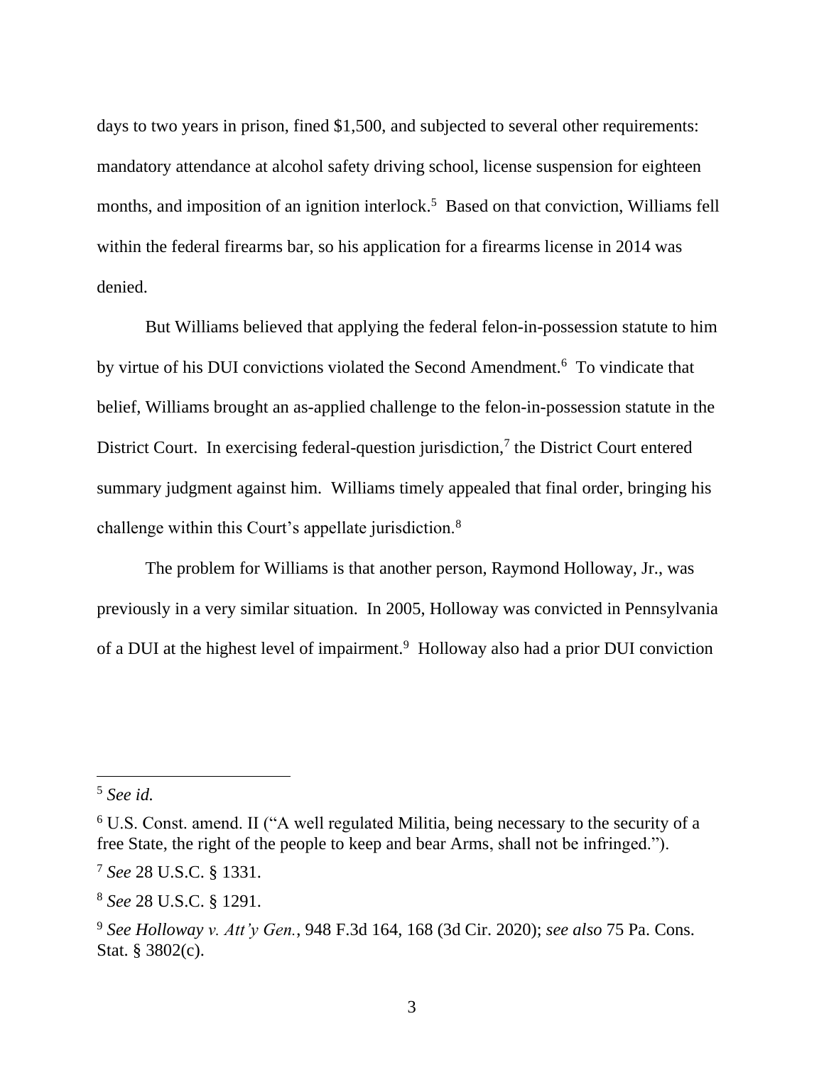days to two years in prison, fined $1,500, and subjected to several other requirements: mandatory attendance at alcohol safety driving school, license suspension for eighteen months, and imposition of an ignition interlock.[5] Based on that conviction, Williams fell within the federal firearms bar, so his application for a firearms license in 2014 was denied.

But Williams believed that applying the federal felon-in-possession statute to him by virtue of his DUI convictions violated the Second Amendment.[6] To vindicate that belief, Williams brought an as-applied challenge to the felon-in-possession statute in the District Court. In exercising federal-question jurisdiction,[7] the District Court entered summary judgment against him. Williams timely appealed that final order, bringing his challenge within this Court's appellate jurisdiction.[8]

The problem for Williams is that another person, Raymond Holloway, Jr., was previously in a very similar situation. In 2005, Holloway was convicted in Pennsylvania of a DUI at the highest level of impairment.[9] Holloway also had a prior DUI conviction

---

[5] *See id.*

[6] U.S. Const. amend. II ("A well regulated Militia, being necessary to the security of a free State, the right of the people to keep and bear Arms, shall not be infringed.").

[7] *See* 28 U.S.C. § 1331.

[8] *See* 28 U.S.C. § 1291.

[9] *See Holloway v. Att'y Gen.*, 948 F.3d 164, 168 (3d Cir. 2020); *see also* 75 Pa. Cons. Stat. § 3802(c).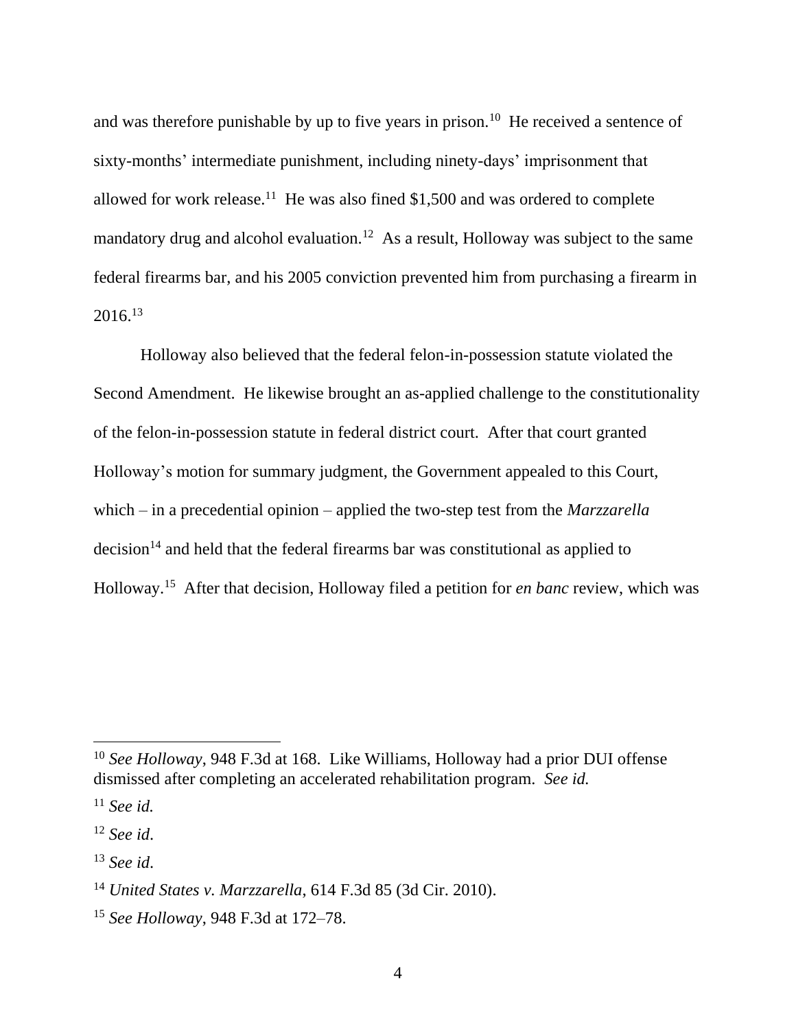and was therefore punishable by up to five years in prison.[10] He received a sentence of sixty-months' intermediate punishment, including ninety-days' imprisonment that allowed for work release.[11] He was also fined $1,500 and was ordered to complete mandatory drug and alcohol evaluation.[12] As a result, Holloway was subject to the same federal firearms bar, and his 2005 conviction prevented him from purchasing a firearm in 2016.[13]

Holloway also believed that the federal felon-in-possession statute violated the Second Amendment. He likewise brought an as-applied challenge to the constitutionality of the felon-in-possession statute in federal district court. After that court granted Holloway's motion for summary judgment, the Government appealed to this Court, which – in a precedential opinion – applied the two-step test from the *Marzzarella* decision[14] and held that the federal firearms bar was constitutional as applied to Holloway.[15] After that decision, Holloway filed a petition for *en banc* review, which was

---

[10] *See Holloway*, 948 F.3d at 168. Like Williams, Holloway had a prior DUI offense dismissed after completing an accelerated rehabilitation program. *See id.*

[11] *See id.*

[12] *See id*.

[13] *See id*.

[14] *United States v. Marzzarella*, 614 F.3d 85 (3d Cir. 2010).

[15] *See Holloway*, 948 F.3d at 172–78.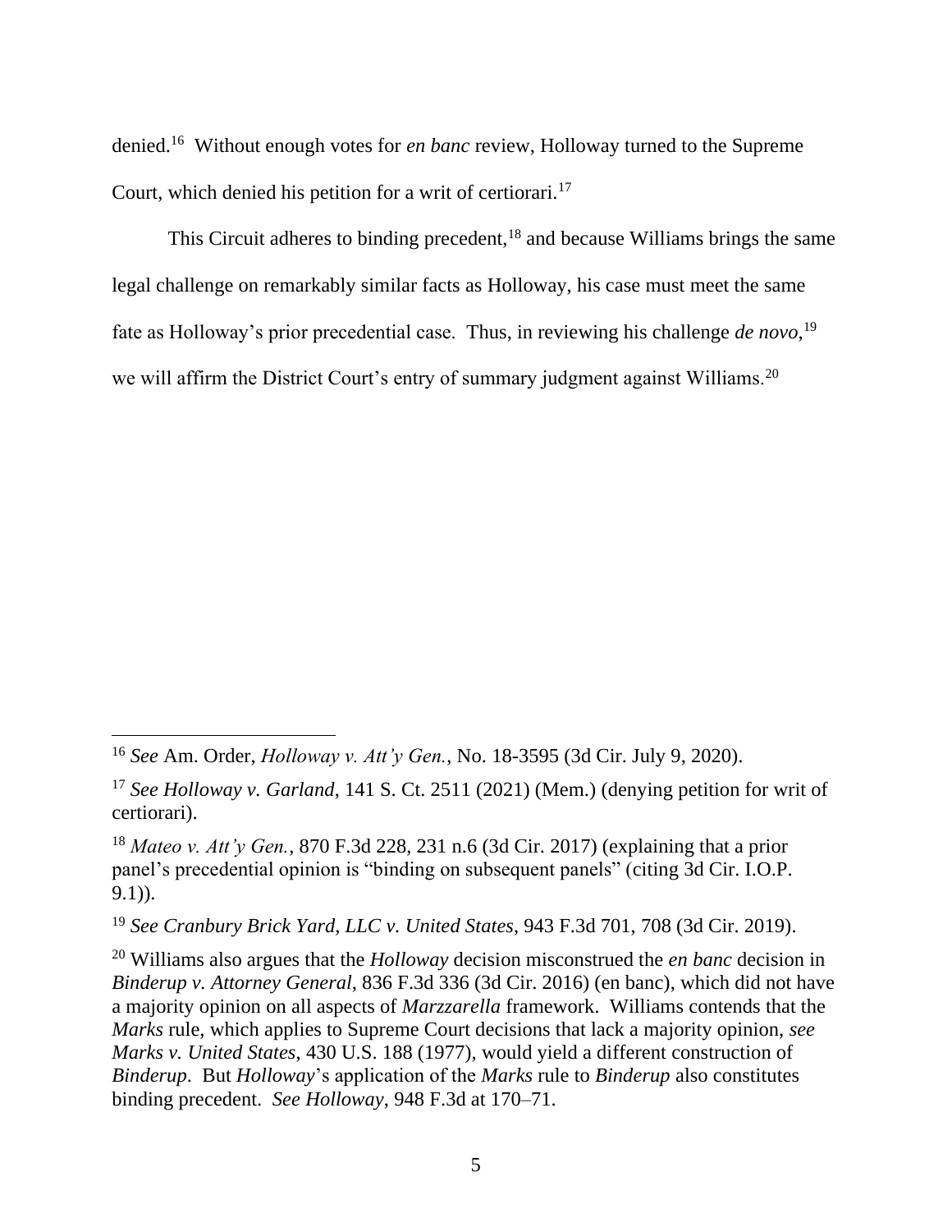denied.[16] Without enough votes for *en banc* review, Holloway turned to the Supreme Court, which denied his petition for a writ of certiorari.[17]

This Circuit adheres to binding precedent,[18] and because Williams brings the same legal challenge on remarkably similar facts as Holloway, his case must meet the same fate as Holloway's prior precedential case. Thus, in reviewing his challenge *de novo*,[19] we will affirm the District Court's entry of summary judgment against Williams.[20]

---

[16] *See* Am. Order, *Holloway v. Att'y Gen.*, No. 18-3595 (3d Cir. July 9, 2020).

[17] *See Holloway v. Garland*, 141 S. Ct. 2511 (2021) (Mem.) (denying petition for writ of certiorari).

[18] *Mateo v. Att'y Gen.*, 870 F.3d 228, 231 n.6 (3d Cir. 2017) (explaining that a prior panel's precedential opinion is "binding on subsequent panels" (citing 3d Cir. I.O.P. 9.1)).

[19] *See Cranbury Brick Yard, LLC v. United States*, 943 F.3d 701, 708 (3d Cir. 2019).

[20] Williams also argues that the *Holloway* decision misconstrued the *en banc* decision in *Binderup v. Attorney General*, 836 F.3d 336 (3d Cir. 2016) (en banc), which did not have a majority opinion on all aspects of *Marzzarella* framework. Williams contends that the *Marks* rule, which applies to Supreme Court decisions that lack a majority opinion, *see Marks v. United States*, 430 U.S. 188 (1977), would yield a different construction of *Binderup*. But *Holloway*'s application of the *Marks* rule to *Binderup* also constitutes binding precedent. *See Holloway*, 948 F.3d at 170–71.